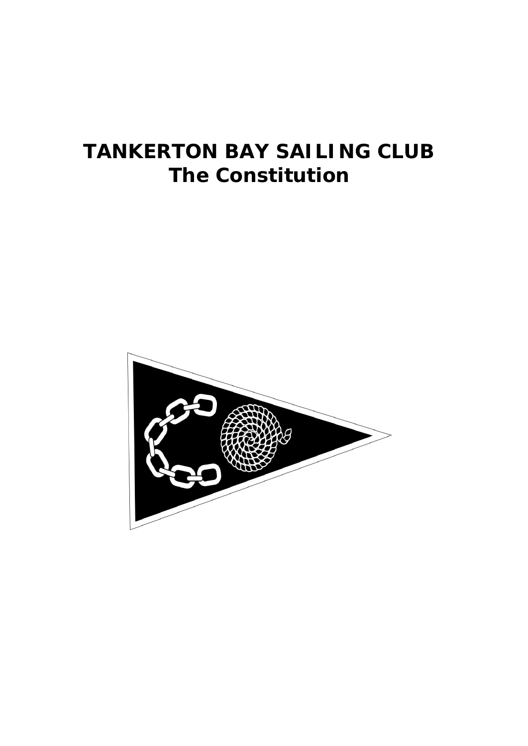# TANKERTON BAY SAILING CLUB
# The Constitution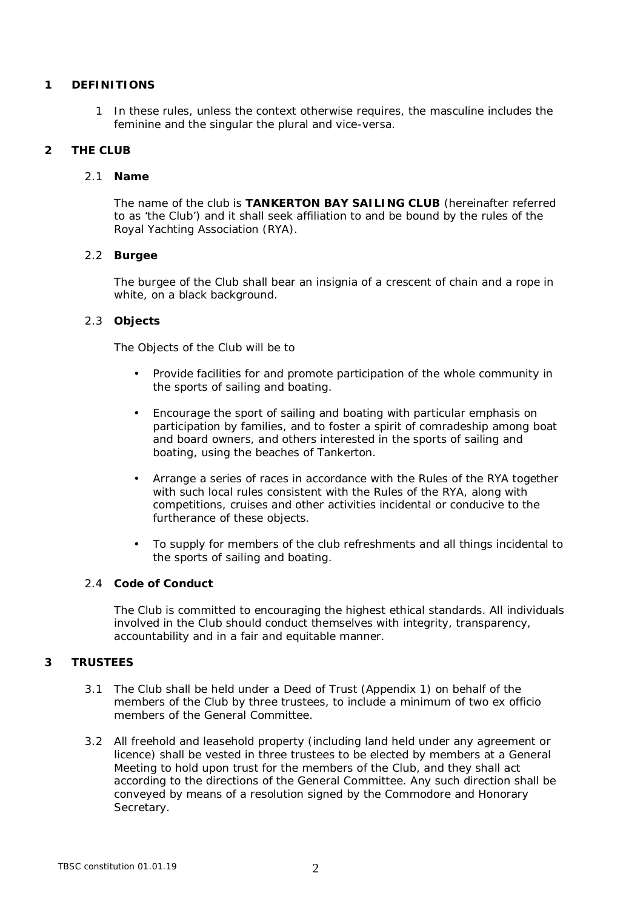## 1 DEFINITIONS

1 In these rules, unless the context otherwise requires, the masculine includes the feminine and the singular the plural and vice-versa.

## 2 THE CLUB

### 2.1 Name

The name of the club is **TANKERTON BAY SAILING CLUB** (hereinafter referred to as 'the Club') and it shall seek affiliation to and be bound by the rules of the Royal Yachting Association (RYA).

### 2.2 Burgee

The burgee of the Club shall bear an insignia of a crescent of chain and a rope in white, on a black background.

### 2.3 Objects

The Objects of the Club will be to

- Provide facilities for and promote participation of the whole community in the sports of sailing and boating.
- Encourage the sport of sailing and boating with particular emphasis on participation by families, and to foster a spirit of comradeship among boat and board owners, and others interested in the sports of sailing and boating, using the beaches of Tankerton.
- Arrange a series of races in accordance with the Rules of the RYA together with such local rules consistent with the Rules of the RYA, along with competitions, cruises and other activities incidental or conducive to the furtherance of these objects.
- To supply for members of the club refreshments and all things incidental to the sports of sailing and boating.

### 2.4 Code of Conduct

The Club is committed to encouraging the highest ethical standards. All individuals involved in the Club should conduct themselves with integrity, transparency, accountability and in a fair and equitable manner.

## 3 TRUSTEES

3.1 The Club shall be held under a Deed of Trust (Appendix 1) on behalf of the members of the Club by three trustees, to include a minimum of two ex officio members of the General Committee.

3.2 All freehold and leasehold property (including land held under any agreement or licence) shall be vested in three trustees to be elected by members at a General Meeting to hold upon trust for the members of the Club, and they shall act according to the directions of the General Committee. Any such direction shall be conveyed by means of a resolution signed by the Commodore and Honorary Secretary.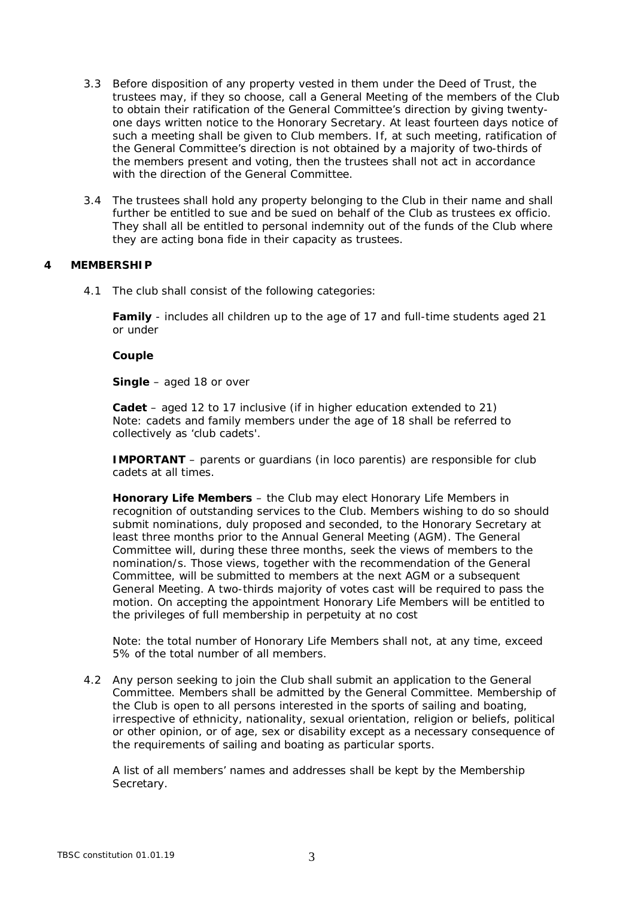3.3 Before disposition of any property vested in them under the Deed of Trust, the trustees may, if they so choose, call a General Meeting of the members of the Club to obtain their ratification of the General Committee's direction by giving twenty-one days written notice to the Honorary Secretary. At least fourteen days notice of such a meeting shall be given to Club members. If, at such meeting, ratification of the General Committee's direction is not obtained by a majority of two-thirds of the members present and voting, then the trustees shall not act in accordance with the direction of the General Committee.

3.4 The trustees shall hold any property belonging to the Club in their name and shall further be entitled to sue and be sued on behalf of the Club as trustees ex officio. They shall all be entitled to personal indemnity out of the funds of the Club where they are acting bona fide in their capacity as trustees.

## 4 MEMBERSHIP

4.1 The club shall consist of the following categories:

**Family** - includes all children up to the age of 17 and full-time students aged 21 or under

**Couple**

**Single** – aged 18 or over

**Cadet** – aged 12 to 17 inclusive (if in higher education extended to 21)
Note: cadets and family members under the age of 18 shall be referred to collectively as 'club cadets'.

**IMPORTANT** – parents or guardians (in loco parentis) are responsible for club cadets at all times.

**Honorary Life Members** – the Club may elect Honorary Life Members in recognition of outstanding services to the Club. Members wishing to do so should submit nominations, duly proposed and seconded, to the Honorary Secretary at least three months prior to the Annual General Meeting (AGM). The General Committee will, during these three months, seek the views of members to the nomination/s. Those views, together with the recommendation of the General Committee, will be submitted to members at the next AGM or a subsequent General Meeting. A two-thirds majority of votes cast will be required to pass the motion. On accepting the appointment Honorary Life Members will be entitled to the privileges of full membership in perpetuity at no cost

Note: the total number of Honorary Life Members shall not, at any time, exceed 5% of the total number of all members.

4.2 Any person seeking to join the Club shall submit an application to the General Committee. Members shall be admitted by the General Committee. Membership of the Club is open to all persons interested in the sports of sailing and boating, irrespective of ethnicity, nationality, sexual orientation, religion or beliefs, political or other opinion, or of age, sex or disability except as a necessary consequence of the requirements of sailing and boating as particular sports.

A list of all members' names and addresses shall be kept by the Membership Secretary.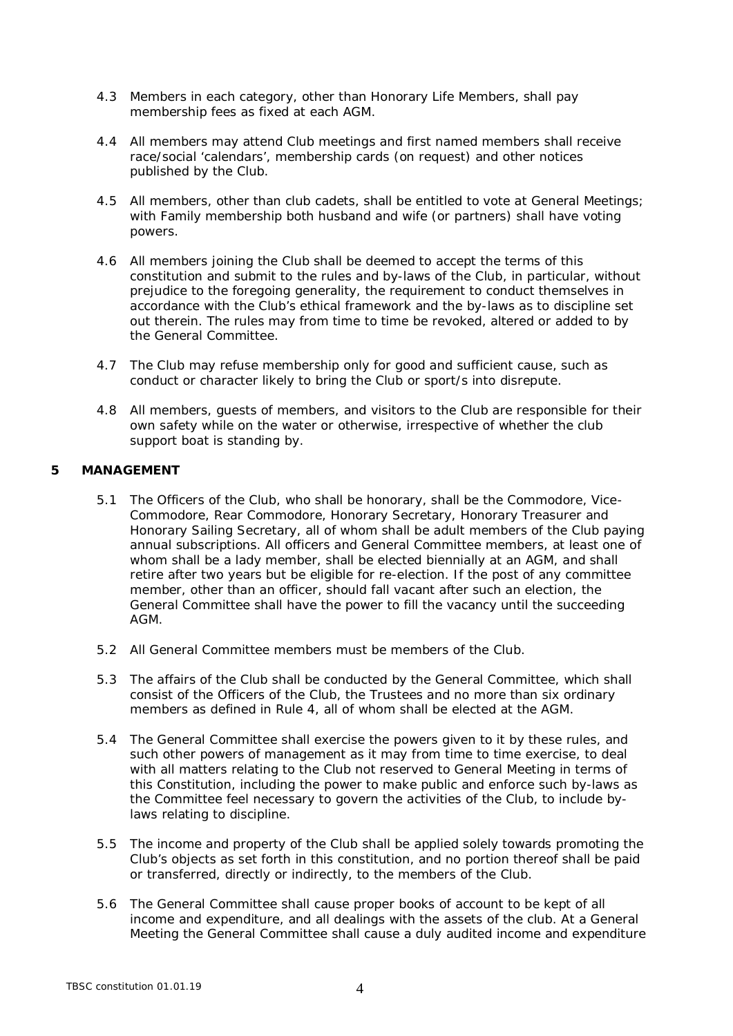4.3 Members in each category, other than Honorary Life Members, shall pay membership fees as fixed at each AGM.

4.4 All members may attend Club meetings and first named members shall receive race/social 'calendars', membership cards (on request) and other notices published by the Club.

4.5 All members, other than club cadets, shall be entitled to vote at General Meetings; with Family membership both husband and wife (or partners) shall have voting powers.

4.6 All members joining the Club shall be deemed to accept the terms of this constitution and submit to the rules and by-laws of the Club, in particular, without prejudice to the foregoing generality, the requirement to conduct themselves in accordance with the Club's ethical framework and the by-laws as to discipline set out therein. The rules may from time to time be revoked, altered or added to by the General Committee.

4.7 The Club may refuse membership only for good and sufficient cause, such as conduct or character likely to bring the Club or sport/s into disrepute.

4.8 All members, guests of members, and visitors to the Club are responsible for their own safety while on the water or otherwise, irrespective of whether the club support boat is standing by.

## 5 MANAGEMENT

5.1 The Officers of the Club, who shall be honorary, shall be the Commodore, Vice-Commodore, Rear Commodore, Honorary Secretary, Honorary Treasurer and Honorary Sailing Secretary, all of whom shall be adult members of the Club paying annual subscriptions. All officers and General Committee members, at least one of whom shall be a lady member, shall be elected biennially at an AGM, and shall retire after two years but be eligible for re-election. If the post of any committee member, other than an officer, should fall vacant after such an election, the General Committee shall have the power to fill the vacancy until the succeeding AGM.

5.2 All General Committee members must be members of the Club.

5.3 The affairs of the Club shall be conducted by the General Committee, which shall consist of the Officers of the Club, the Trustees and no more than six ordinary members as defined in Rule 4, all of whom shall be elected at the AGM.

5.4 The General Committee shall exercise the powers given to it by these rules, and such other powers of management as it may from time to time exercise, to deal with all matters relating to the Club not reserved to General Meeting in terms of this Constitution, including the power to make public and enforce such by-laws as the Committee feel necessary to govern the activities of the Club, to include by-laws relating to discipline.

5.5 The income and property of the Club shall be applied solely towards promoting the Club's objects as set forth in this constitution, and no portion thereof shall be paid or transferred, directly or indirectly, to the members of the Club.

5.6 The General Committee shall cause proper books of account to be kept of all income and expenditure, and all dealings with the assets of the club. At a General Meeting the General Committee shall cause a duly audited income and expenditure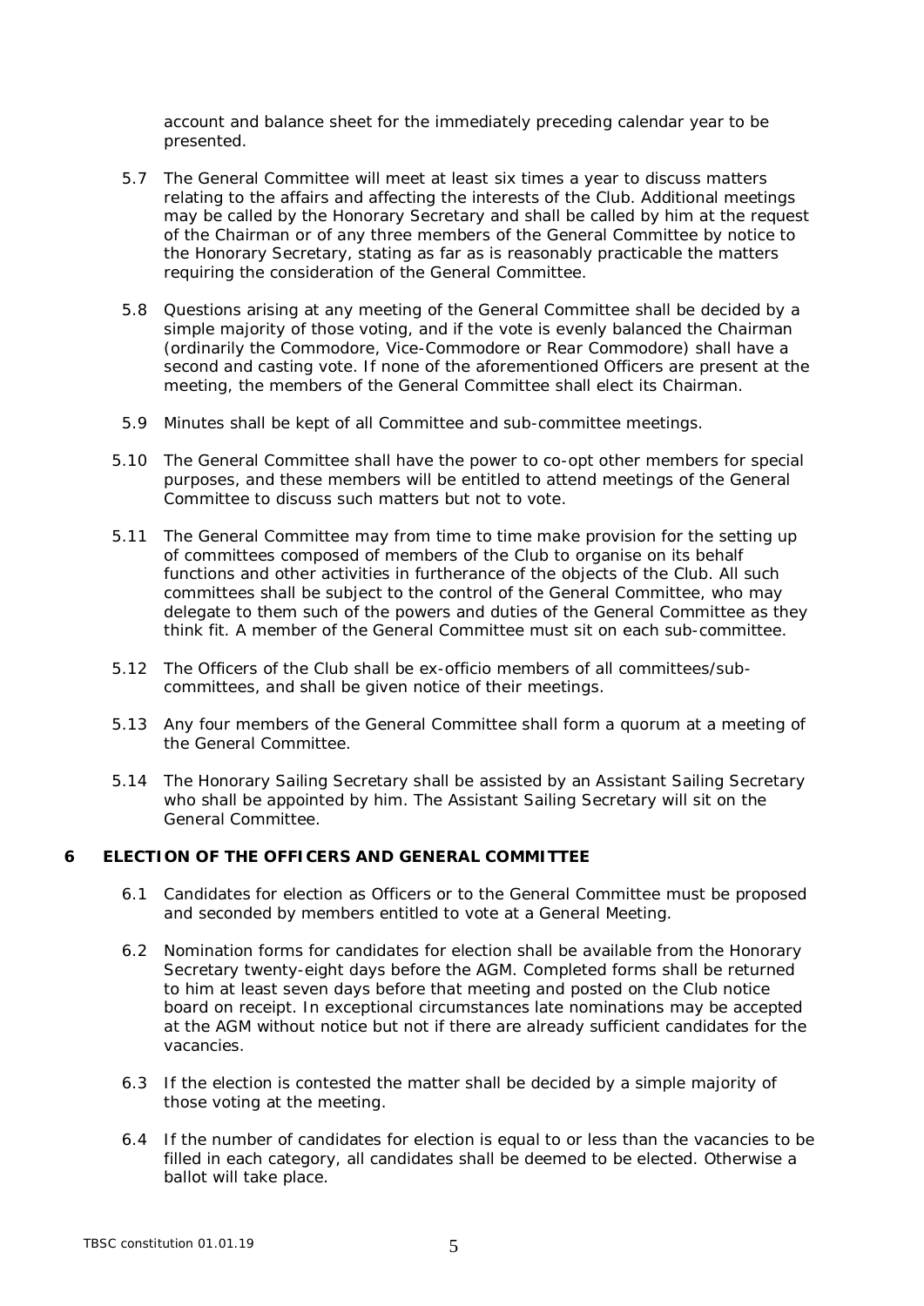account and balance sheet for the immediately preceding calendar year to be presented.

5.7 The General Committee will meet at least six times a year to discuss matters relating to the affairs and affecting the interests of the Club. Additional meetings may be called by the Honorary Secretary and shall be called by him at the request of the Chairman or of any three members of the General Committee by notice to the Honorary Secretary, stating as far as is reasonably practicable the matters requiring the consideration of the General Committee.

5.8 Questions arising at any meeting of the General Committee shall be decided by a simple majority of those voting, and if the vote is evenly balanced the Chairman (ordinarily the Commodore, Vice-Commodore or Rear Commodore) shall have a second and casting vote. If none of the aforementioned Officers are present at the meeting, the members of the General Committee shall elect its Chairman.

5.9 Minutes shall be kept of all Committee and sub-committee meetings.

5.10 The General Committee shall have the power to co-opt other members for special purposes, and these members will be entitled to attend meetings of the General Committee to discuss such matters but not to vote.

5.11 The General Committee may from time to time make provision for the setting up of committees composed of members of the Club to organise on its behalf functions and other activities in furtherance of the objects of the Club. All such committees shall be subject to the control of the General Committee, who may delegate to them such of the powers and duties of the General Committee as they think fit. A member of the General Committee must sit on each sub-committee.

5.12 The Officers of the Club shall be ex-officio members of all committees/sub-committees, and shall be given notice of their meetings.

5.13 Any four members of the General Committee shall form a quorum at a meeting of the General Committee.

5.14 The Honorary Sailing Secretary shall be assisted by an Assistant Sailing Secretary who shall be appointed by him. The Assistant Sailing Secretary will sit on the General Committee.

## 6 ELECTION OF THE OFFICERS AND GENERAL COMMITTEE

6.1 Candidates for election as Officers or to the General Committee must be proposed and seconded by members entitled to vote at a General Meeting.

6.2 Nomination forms for candidates for election shall be available from the Honorary Secretary twenty-eight days before the AGM. Completed forms shall be returned to him at least seven days before that meeting and posted on the Club notice board on receipt. In exceptional circumstances late nominations may be accepted at the AGM without notice but not if there are already sufficient candidates for the vacancies.

6.3 If the election is contested the matter shall be decided by a simple majority of those voting at the meeting.

6.4 If the number of candidates for election is equal to or less than the vacancies to be filled in each category, all candidates shall be deemed to be elected. Otherwise a ballot will take place.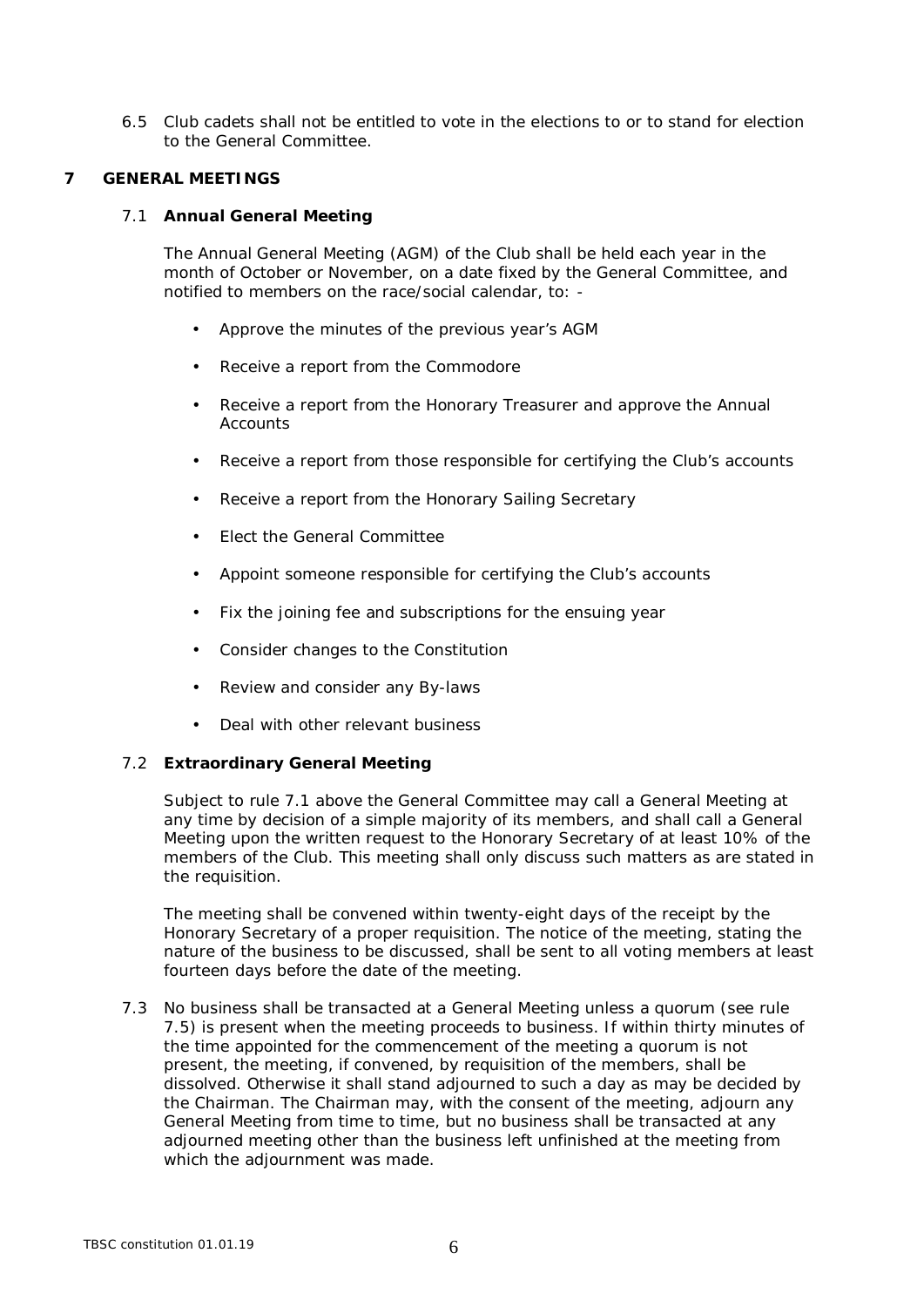6.5 Club cadets shall not be entitled to vote in the elections to or to stand for election to the General Committee.

## 7 GENERAL MEETINGS

### 7.1 Annual General Meeting

The Annual General Meeting (AGM) of the Club shall be held each year in the month of October or November, on a date fixed by the General Committee, and notified to members on the race/social calendar, to: -

- Approve the minutes of the previous year's AGM
- Receive a report from the Commodore
- Receive a report from the Honorary Treasurer and approve the Annual Accounts
- Receive a report from those responsible for certifying the Club's accounts
- Receive a report from the Honorary Sailing Secretary
- Elect the General Committee
- Appoint someone responsible for certifying the Club's accounts
- Fix the joining fee and subscriptions for the ensuing year
- Consider changes to the Constitution
- Review and consider any By-laws
- Deal with other relevant business

### 7.2 Extraordinary General Meeting

Subject to rule 7.1 above the General Committee may call a General Meeting at any time by decision of a simple majority of its members, and shall call a General Meeting upon the written request to the Honorary Secretary of at least 10% of the members of the Club. This meeting shall only discuss such matters as are stated in the requisition.

The meeting shall be convened within twenty-eight days of the receipt by the Honorary Secretary of a proper requisition. The notice of the meeting, stating the nature of the business to be discussed, shall be sent to all voting members at least fourteen days before the date of the meeting.

7.3 No business shall be transacted at a General Meeting unless a quorum (see rule 7.5) is present when the meeting proceeds to business. If within thirty minutes of the time appointed for the commencement of the meeting a quorum is not present, the meeting, if convened, by requisition of the members, shall be dissolved. Otherwise it shall stand adjourned to such a day as may be decided by the Chairman. The Chairman may, with the consent of the meeting, adjourn any General Meeting from time to time, but no business shall be transacted at any adjourned meeting other than the business left unfinished at the meeting from which the adjournment was made.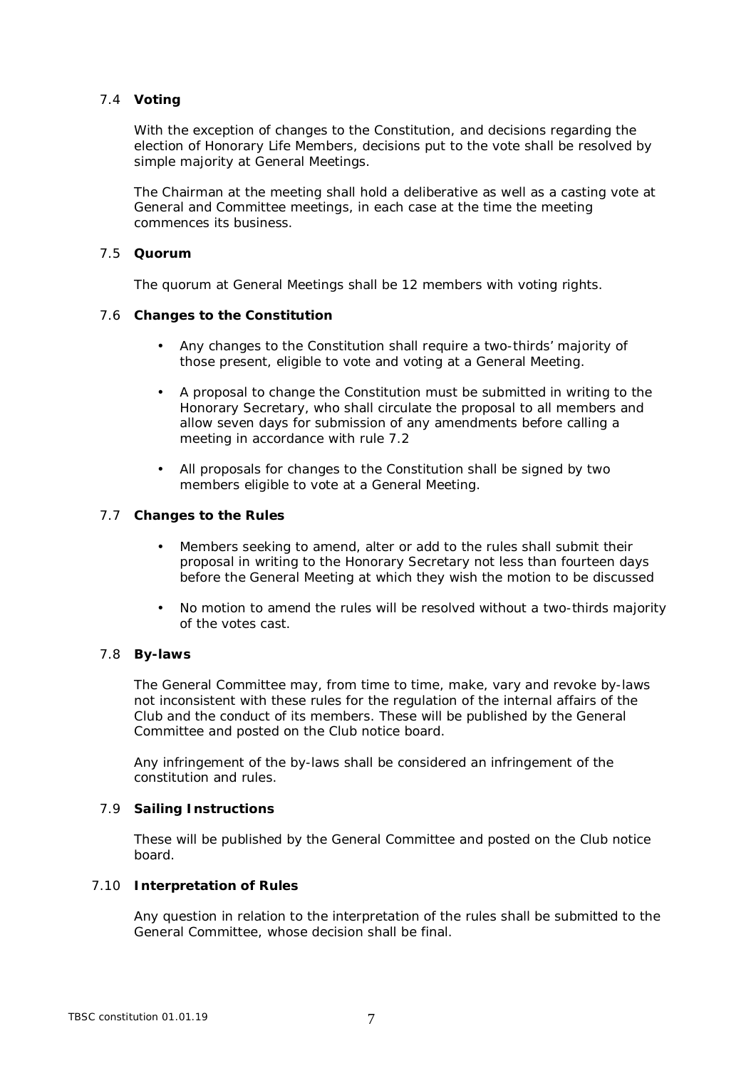### 7.4 **Voting**

With the exception of changes to the Constitution, and decisions regarding the election of Honorary Life Members, decisions put to the vote shall be resolved by simple majority at General Meetings.

The Chairman at the meeting shall hold a deliberative as well as a casting vote at General and Committee meetings, in each case at the time the meeting commences its business.

### 7.5 **Quorum**

The quorum at General Meetings shall be 12 members with voting rights.

### 7.6 **Changes to the Constitution**

- Any changes to the Constitution shall require a two-thirds' majority of those present, eligible to vote and voting at a General Meeting.
- A proposal to change the Constitution must be submitted in writing to the Honorary Secretary, who shall circulate the proposal to all members and allow seven days for submission of any amendments before calling a meeting in accordance with rule 7.2
- All proposals for changes to the Constitution shall be signed by two members eligible to vote at a General Meeting.

### 7.7 **Changes to the Rules**

- Members seeking to amend, alter or add to the rules shall submit their proposal in writing to the Honorary Secretary not less than fourteen days before the General Meeting at which they wish the motion to be discussed
- No motion to amend the rules will be resolved without a two-thirds majority of the votes cast.

### 7.8 **By-laws**

The General Committee may, from time to time, make, vary and revoke by-laws not inconsistent with these rules for the regulation of the internal affairs of the Club and the conduct of its members. These will be published by the General Committee and posted on the Club notice board.

Any infringement of the by-laws shall be considered an infringement of the constitution and rules.

### 7.9 **Sailing Instructions**

These will be published by the General Committee and posted on the Club notice board.

### 7.10 **Interpretation of Rules**

Any question in relation to the interpretation of the rules shall be submitted to the General Committee, whose decision shall be final.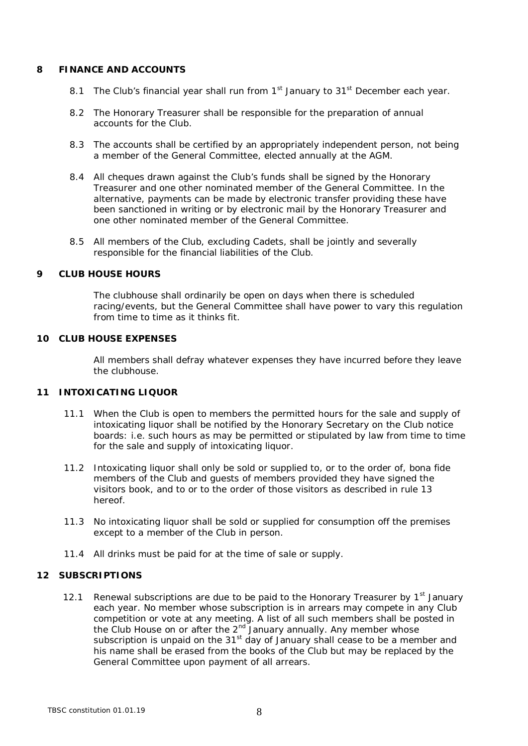## 8 FINANCE AND ACCOUNTS

8.1 The Club's financial year shall run from 1st January to 31st December each year.

8.2 The Honorary Treasurer shall be responsible for the preparation of annual accounts for the Club.

8.3 The accounts shall be certified by an appropriately independent person, not being a member of the General Committee, elected annually at the AGM.

8.4 All cheques drawn against the Club's funds shall be signed by the Honorary Treasurer and one other nominated member of the General Committee. In the alternative, payments can be made by electronic transfer providing these have been sanctioned in writing or by electronic mail by the Honorary Treasurer and one other nominated member of the General Committee.

8.5 All members of the Club, excluding Cadets, shall be jointly and severally responsible for the financial liabilities of the Club.

## 9 CLUB HOUSE HOURS

The clubhouse shall ordinarily be open on days when there is scheduled racing/events, but the General Committee shall have power to vary this regulation from time to time as it thinks fit.

## 10 CLUB HOUSE EXPENSES

All members shall defray whatever expenses they have incurred before they leave the clubhouse.

## 11 INTOXICATING LIQUOR

11.1 When the Club is open to members the permitted hours for the sale and supply of intoxicating liquor shall be notified by the Honorary Secretary on the Club notice boards: i.e. such hours as may be permitted or stipulated by law from time to time for the sale and supply of intoxicating liquor.

11.2 Intoxicating liquor shall only be sold or supplied to, or to the order of, bona fide members of the Club and guests of members provided they have signed the visitors book, and to or to the order of those visitors as described in rule 13 hereof.

11.3 No intoxicating liquor shall be sold or supplied for consumption off the premises except to a member of the Club in person.

11.4 All drinks must be paid for at the time of sale or supply.

## 12 SUBSCRIPTIONS

12.1 Renewal subscriptions are due to be paid to the Honorary Treasurer by 1st January each year. No member whose subscription is in arrears may compete in any Club competition or vote at any meeting. A list of all such members shall be posted in the Club House on or after the 2nd January annually. Any member whose subscription is unpaid on the 31st day of January shall cease to be a member and his name shall be erased from the books of the Club but may be replaced by the General Committee upon payment of all arrears.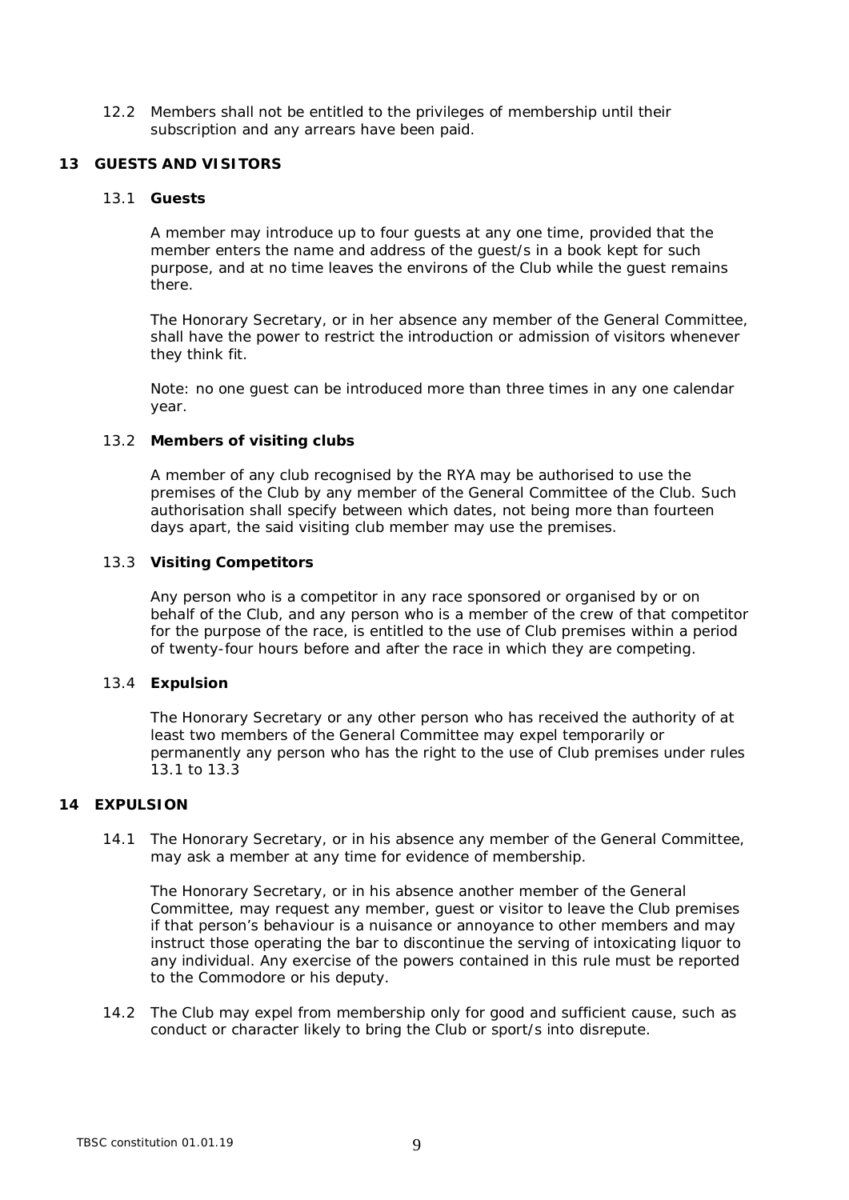12.2 Members shall not be entitled to the privileges of membership until their subscription and any arrears have been paid.

## 13 GUESTS AND VISITORS

### 13.1 Guests

A member may introduce up to four guests at any one time, provided that the member enters the name and address of the guest/s in a book kept for such purpose, and at no time leaves the environs of the Club while the guest remains there.

The Honorary Secretary, or in her absence any member of the General Committee, shall have the power to restrict the introduction or admission of visitors whenever they think fit.

Note: no one guest can be introduced more than three times in any one calendar year.

### 13.2 Members of visiting clubs

A member of any club recognised by the RYA may be authorised to use the premises of the Club by any member of the General Committee of the Club. Such authorisation shall specify between which dates, not being more than fourteen days apart, the said visiting club member may use the premises.

### 13.3 Visiting Competitors

Any person who is a competitor in any race sponsored or organised by or on behalf of the Club, and any person who is a member of the crew of that competitor for the purpose of the race, is entitled to the use of Club premises within a period of twenty-four hours before and after the race in which they are competing.

### 13.4 Expulsion

The Honorary Secretary or any other person who has received the authority of at least two members of the General Committee may expel temporarily or permanently any person who has the right to the use of Club premises under rules 13.1 to 13.3

## 14 EXPULSION

14.1 The Honorary Secretary, or in his absence any member of the General Committee, may ask a member at any time for evidence of membership.

The Honorary Secretary, or in his absence another member of the General Committee, may request any member, guest or visitor to leave the Club premises if that person's behaviour is a nuisance or annoyance to other members and may instruct those operating the bar to discontinue the serving of intoxicating liquor to any individual. Any exercise of the powers contained in this rule must be reported to the Commodore or his deputy.

14.2 The Club may expel from membership only for good and sufficient cause, such as conduct or character likely to bring the Club or sport/s into disrepute.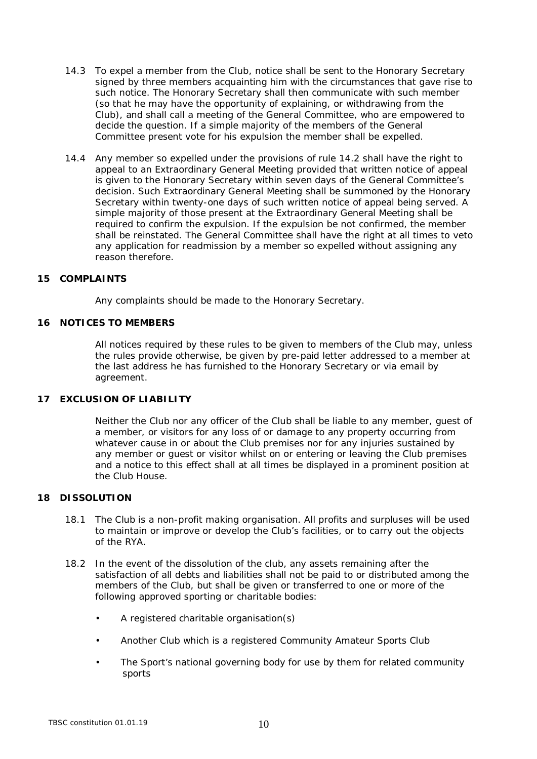14.3 To expel a member from the Club, notice shall be sent to the Honorary Secretary signed by three members acquainting him with the circumstances that gave rise to such notice. The Honorary Secretary shall then communicate with such member (so that he may have the opportunity of explaining, or withdrawing from the Club), and shall call a meeting of the General Committee, who are empowered to decide the question. If a simple majority of the members of the General Committee present vote for his expulsion the member shall be expelled.

14.4 Any member so expelled under the provisions of rule 14.2 shall have the right to appeal to an Extraordinary General Meeting provided that written notice of appeal is given to the Honorary Secretary within seven days of the General Committee's decision. Such Extraordinary General Meeting shall be summoned by the Honorary Secretary within twenty-one days of such written notice of appeal being served. A simple majority of those present at the Extraordinary General Meeting shall be required to confirm the expulsion. If the expulsion be not confirmed, the member shall be reinstated. The General Committee shall have the right at all times to veto any application for readmission by a member so expelled without assigning any reason therefore.

## 15 COMPLAINTS

Any complaints should be made to the Honorary Secretary.

## 16 NOTICES TO MEMBERS

All notices required by these rules to be given to members of the Club may, unless the rules provide otherwise, be given by pre-paid letter addressed to a member at the last address he has furnished to the Honorary Secretary or via email by agreement.

## 17 EXCLUSION OF LIABILITY

Neither the Club nor any officer of the Club shall be liable to any member, guest of a member, or visitors for any loss of or damage to any property occurring from whatever cause in or about the Club premises nor for any injuries sustained by any member or guest or visitor whilst on or entering or leaving the Club premises and a notice to this effect shall at all times be displayed in a prominent position at the Club House.

## 18 DISSOLUTION

18.1 The Club is a non-profit making organisation. All profits and surpluses will be used to maintain or improve or develop the Club's facilities, or to carry out the objects of the RYA.

18.2 In the event of the dissolution of the club, any assets remaining after the satisfaction of all debts and liabilities shall not be paid to or distributed among the members of the Club, but shall be given or transferred to one or more of the following approved sporting or charitable bodies:

- A registered charitable organisation(s)
- Another Club which is a registered Community Amateur Sports Club
- The Sport's national governing body for use by them for related community sports